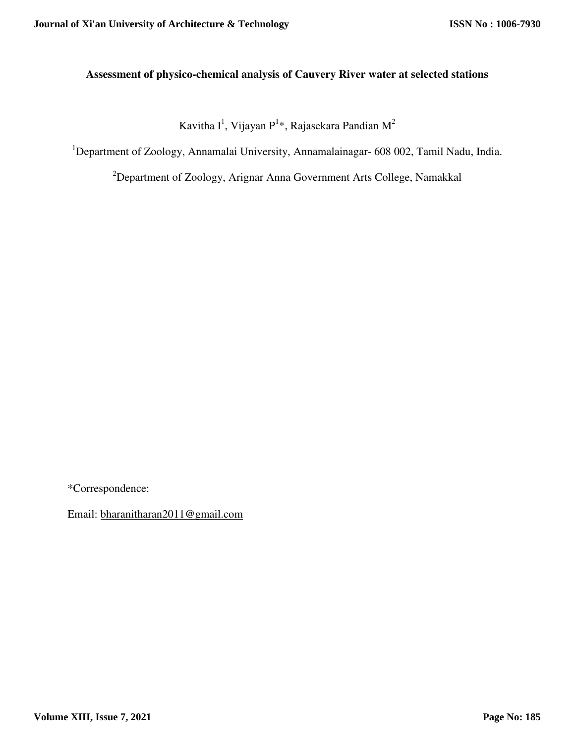# Assessment of physico-chemical analysis of Cauvery River water at selected stations

Kavitha I[1], Vijayan P[1]*, Rajasekara Pandian M[2]

[1]Department of Zoology, Annamalai University, Annamalainagar- 608 002, Tamil Nadu, India.

[2]Department of Zoology, Arignar Anna Government Arts College, Namakkal

*Correspondence:

Email: bharanitharan2011@gmail.com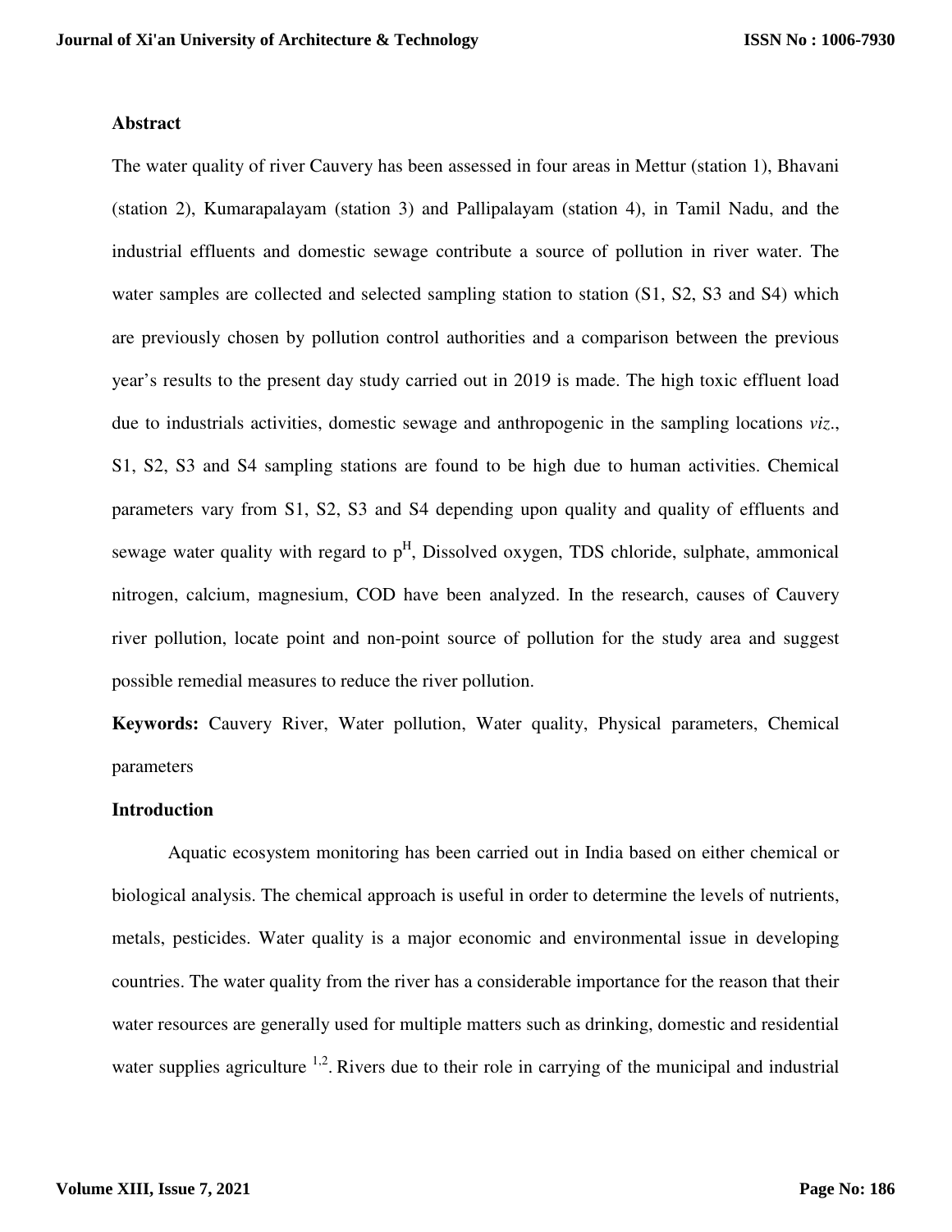## Abstract

The water quality of river Cauvery has been assessed in four areas in Mettur (station 1), Bhavani (station 2), Kumarapalayam (station 3) and Pallipalayam (station 4), in Tamil Nadu, and the industrial effluents and domestic sewage contribute a source of pollution in river water. The water samples are collected and selected sampling station to station (S1, S2, S3 and S4) which are previously chosen by pollution control authorities and a comparison between the previous year's results to the present day study carried out in 2019 is made. The high toxic effluent load due to industrials activities, domestic sewage and anthropogenic in the sampling locations *viz*., S1, S2, S3 and S4 sampling stations are found to be high due to human activities. Chemical parameters vary from S1, S2, S3 and S4 depending upon quality and quality of effluents and sewage water quality with regard to $p^H$, Dissolved oxygen, TDS chloride, sulphate, ammonical nitrogen, calcium, magnesium, COD have been analyzed. In the research, causes of Cauvery river pollution, locate point and non-point source of pollution for the study area and suggest possible remedial measures to reduce the river pollution.

**Keywords:** Cauvery River, Water pollution, Water quality, Physical parameters, Chemical parameters

## Introduction

Aquatic ecosystem monitoring has been carried out in India based on either chemical or biological analysis. The chemical approach is useful in order to determine the levels of nutrients, metals, pesticides. Water quality is a major economic and environmental issue in developing countries. The water quality from the river has a considerable importance for the reason that their water resources are generally used for multiple matters such as drinking, domestic and residential water supplies agriculture [1,2]. Rivers due to their role in carrying of the municipal and industrial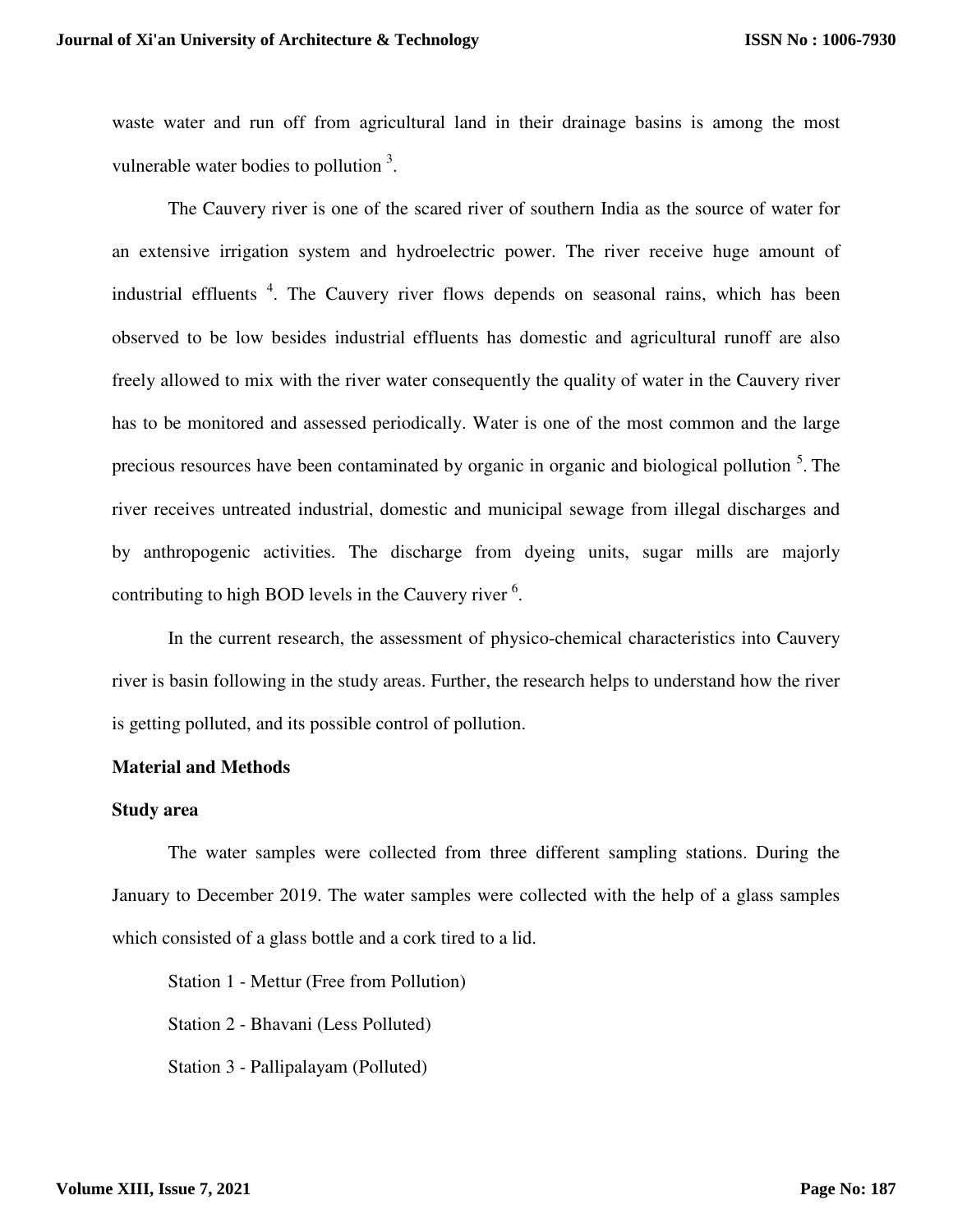waste water and run off from agricultural land in their drainage basins is among the most vulnerable water bodies to pollution [3].

The Cauvery river is one of the scared river of southern India as the source of water for an extensive irrigation system and hydroelectric power. The river receive huge amount of industrial effluents [4]. The Cauvery river flows depends on seasonal rains, which has been observed to be low besides industrial effluents has domestic and agricultural runoff are also freely allowed to mix with the river water consequently the quality of water in the Cauvery river has to be monitored and assessed periodically. Water is one of the most common and the large precious resources have been contaminated by organic in organic and biological pollution [5]. The river receives untreated industrial, domestic and municipal sewage from illegal discharges and by anthropogenic activities. The discharge from dyeing units, sugar mills are majorly contributing to high BOD levels in the Cauvery river [6].

In the current research, the assessment of physico-chemical characteristics into Cauvery river is basin following in the study areas. Further, the research helps to understand how the river is getting polluted, and its possible control of pollution.

## Material and Methods

### Study area

The water samples were collected from three different sampling stations. During the January to December 2019. The water samples were collected with the help of a glass samples which consisted of a glass bottle and a cork tired to a lid.

Station 1 - Mettur (Free from Pollution)

Station 2 - Bhavani (Less Polluted)

Station 3 - Pallipalayam (Polluted)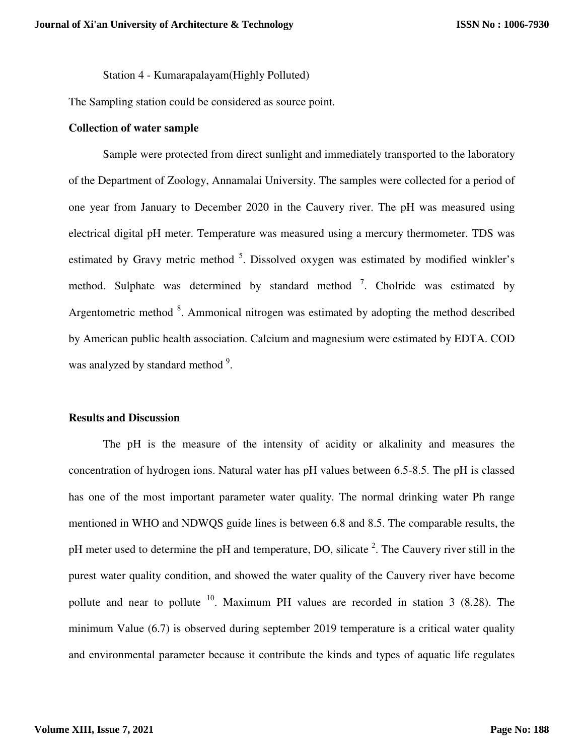Station 4 - Kumarapalayam(Highly Polluted)

The Sampling station could be considered as source point.

**Collection of water sample**

Sample were protected from direct sunlight and immediately transported to the laboratory of the Department of Zoology, Annamalai University. The samples were collected for a period of one year from January to December 2020 in the Cauvery river. The pH was measured using electrical digital pH meter. Temperature was measured using a mercury thermometer. TDS was estimated by Gravy metric method [5]. Dissolved oxygen was estimated by modified winkler's method. Sulphate was determined by standard method [7]. Cholride was estimated by Argentometric method [8]. Ammonical nitrogen was estimated by adopting the method described by American public health association. Calcium and magnesium were estimated by EDTA. COD was analyzed by standard method [9].

**Results and Discussion**

The pH is the measure of the intensity of acidity or alkalinity and measures the concentration of hydrogen ions. Natural water has pH values between 6.5-8.5. The pH is classed has one of the most important parameter water quality. The normal drinking water Ph range mentioned in WHO and NDWQS guide lines is between 6.8 and 8.5. The comparable results, the pH meter used to determine the pH and temperature, DO, silicate [2]. The Cauvery river still in the purest water quality condition, and showed the water quality of the Cauvery river have become pollute and near to pollute [10]. Maximum PH values are recorded in station 3 (8.28). The minimum Value (6.7) is observed during september 2019 temperature is a critical water quality and environmental parameter because it contribute the kinds and types of aquatic life regulates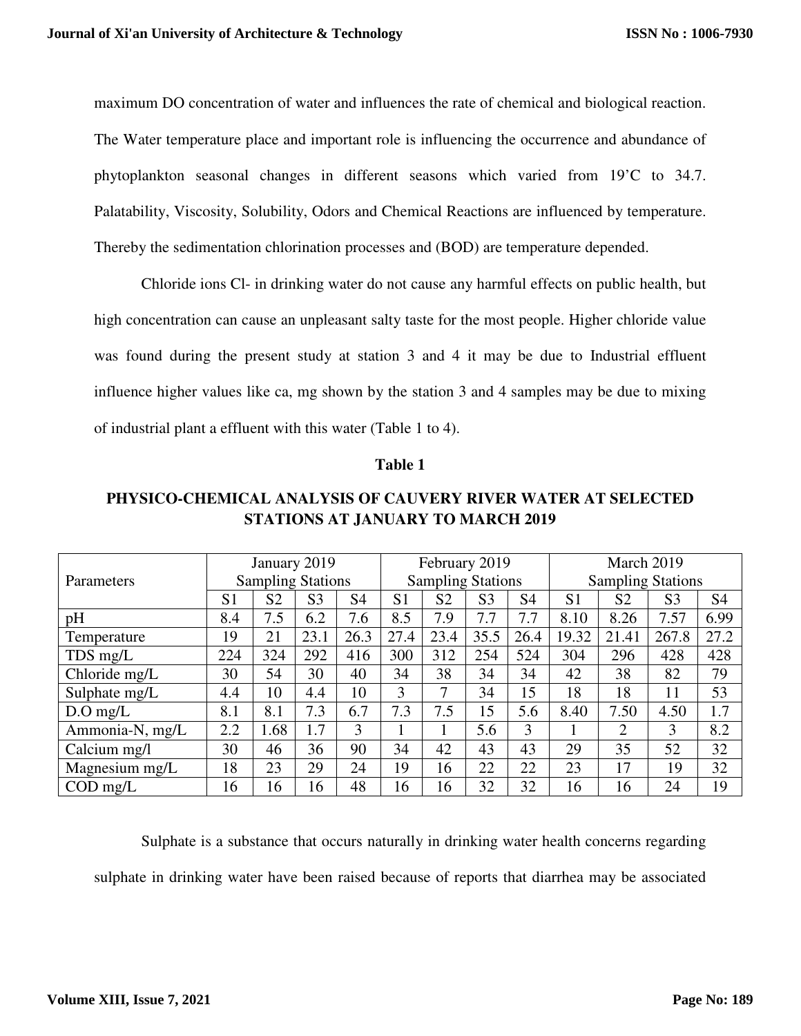maximum DO concentration of water and influences the rate of chemical and biological reaction. The Water temperature place and important role is influencing the occurrence and abundance of phytoplankton seasonal changes in different seasons which varied from 19'C to 34.7. Palatability, Viscosity, Solubility, Odors and Chemical Reactions are influenced by temperature. Thereby the sedimentation chlorination processes and (BOD) are temperature depended.

Chloride ions Cl- in drinking water do not cause any harmful effects on public health, but high concentration can cause an unpleasant salty taste for the most people. Higher chloride value was found during the present study at station 3 and 4 it may be due to Industrial effluent influence higher values like ca, mg shown by the station 3 and 4 samples may be due to mixing of industrial plant a effluent with this water (Table 1 to 4).

**Table 1**

**PHYSICO-CHEMICAL ANALYSIS OF CAUVERY RIVER WATER AT SELECTED STATIONS AT JANUARY TO MARCH 2019**

| Parameters | January 2019 Sampling Stations | | | | February 2019 Sampling Stations | | | | March 2019 Sampling Stations | | | |
|---|---|---|---|---|---|---|---|---|---|---|---|---|
| | S1 | S2 | S3 | S4 | S1 | S2 | S3 | S4 | S1 | S2 | S3 | S4 |
| pH | 8.4 | 7.5 | 6.2 | 7.6 | 8.5 | 7.9 | 7.7 | 7.7 | 8.10 | 8.26 | 7.57 | 6.99 |
| Temperature | 19 | 21 | 23.1 | 26.3 | 27.4 | 23.4 | 35.5 | 26.4 | 19.32 | 21.41 | 267.8 | 27.2 |
| TDS mg/L | 224 | 324 | 292 | 416 | 300 | 312 | 254 | 524 | 304 | 296 | 428 | 428 |
| Chloride mg/L | 30 | 54 | 30 | 40 | 34 | 38 | 34 | 34 | 42 | 38 | 82 | 79 |
| Sulphate mg/L | 4.4 | 10 | 4.4 | 10 | 3 | 7 | 34 | 15 | 18 | 18 | 11 | 53 |
| D.O mg/L | 8.1 | 8.1 | 7.3 | 6.7 | 7.3 | 7.5 | 15 | 5.6 | 8.40 | 7.50 | 4.50 | 1.7 |
| Ammonia-N, mg/L | 2.2 | 1.68 | 1.7 | 3 | 1 | 1 | 5.6 | 3 | 1 | 2 | 3 | 8.2 |
| Calcium mg/l | 30 | 46 | 36 | 90 | 34 | 42 | 43 | 43 | 29 | 35 | 52 | 32 |
| Magnesium mg/L | 18 | 23 | 29 | 24 | 19 | 16 | 22 | 22 | 23 | 17 | 19 | 32 |
| COD mg/L | 16 | 16 | 16 | 48 | 16 | 16 | 32 | 32 | 16 | 16 | 24 | 19 |

Sulphate is a substance that occurs naturally in drinking water health concerns regarding sulphate in drinking water have been raised because of reports that diarrhea may be associated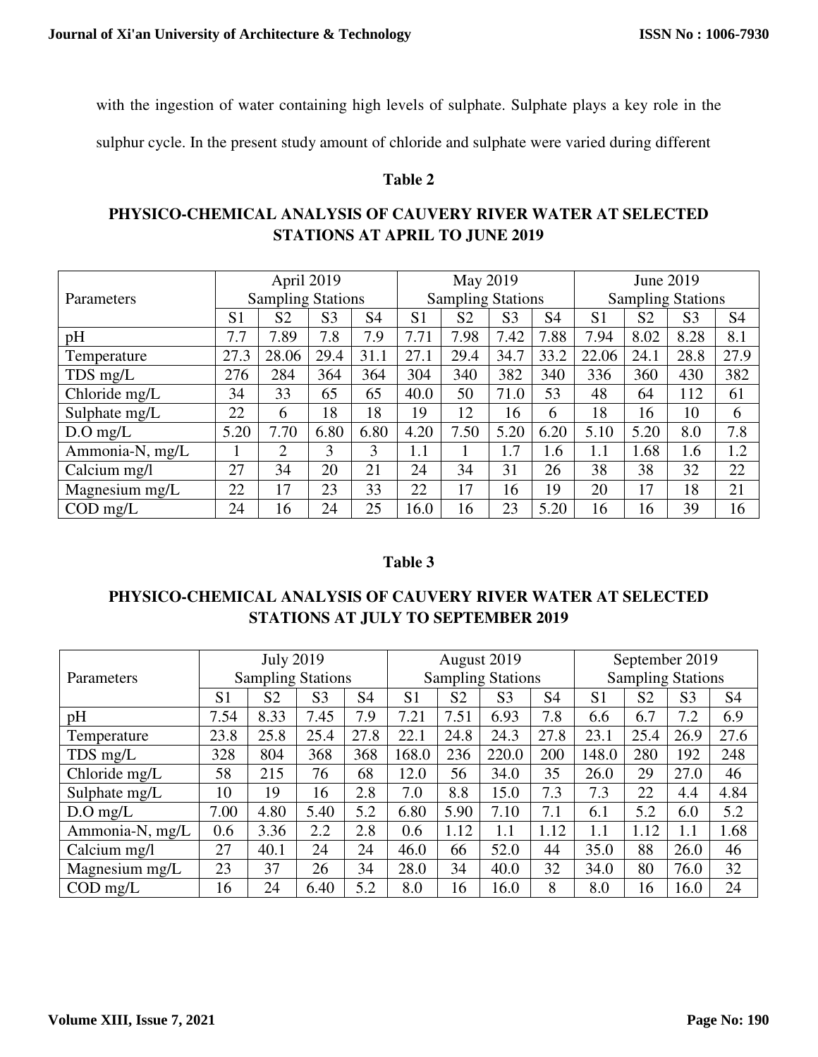with the ingestion of water containing high levels of sulphate. Sulphate plays a key role in the sulphur cycle. In the present study amount of chloride and sulphate were varied during different

**Table 2**

**PHYSICO-CHEMICAL ANALYSIS OF CAUVERY RIVER WATER AT SELECTED STATIONS AT APRIL TO JUNE 2019**

| Parameters | April 2019 Sampling Stations | | | | May 2019 Sampling Stations | | | | June 2019 Sampling Stations | | | |
|---|---|---|---|---|---|---|---|---|---|---|---|---|
| | S1 | S2 | S3 | S4 | S1 | S2 | S3 | S4 | S1 | S2 | S3 | S4 |
| pH | 7.7 | 7.89 | 7.8 | 7.9 | 7.71 | 7.98 | 7.42 | 7.88 | 7.94 | 8.02 | 8.28 | 8.1 |
| Temperature | 27.3 | 28.06 | 29.4 | 31.1 | 27.1 | 29.4 | 34.7 | 33.2 | 22.06 | 24.1 | 28.8 | 27.9 |
| TDS mg/L | 276 | 284 | 364 | 364 | 304 | 340 | 382 | 340 | 336 | 360 | 430 | 382 |
| Chloride mg/L | 34 | 33 | 65 | 65 | 40.0 | 50 | 71.0 | 53 | 48 | 64 | 112 | 61 |
| Sulphate mg/L | 22 | 6 | 18 | 18 | 19 | 12 | 16 | 6 | 18 | 16 | 10 | 6 |
| D.O mg/L | 5.20 | 7.70 | 6.80 | 6.80 | 4.20 | 7.50 | 5.20 | 6.20 | 5.10 | 5.20 | 8.0 | 7.8 |
| Ammonia-N, mg/L | 1 | 2 | 3 | 3 | 1.1 | 1 | 1.7 | 1.6 | 1.1 | 1.68 | 1.6 | 1.2 |
| Calcium mg/l | 27 | 34 | 20 | 21 | 24 | 34 | 31 | 26 | 38 | 38 | 32 | 22 |
| Magnesium mg/L | 22 | 17 | 23 | 33 | 22 | 17 | 16 | 19 | 20 | 17 | 18 | 21 |
| COD mg/L | 24 | 16 | 24 | 25 | 16.0 | 16 | 23 | 5.20 | 16 | 16 | 39 | 16 |

**Table 3**

**PHYSICO-CHEMICAL ANALYSIS OF CAUVERY RIVER WATER AT SELECTED STATIONS AT JULY TO SEPTEMBER 2019**

| Parameters | July 2019 Sampling Stations | | | | August 2019 Sampling Stations | | | | September 2019 Sampling Stations | | | |
|---|---|---|---|---|---|---|---|---|---|---|---|---|
| | S1 | S2 | S3 | S4 | S1 | S2 | S3 | S4 | S1 | S2 | S3 | S4 |
| pH | 7.54 | 8.33 | 7.45 | 7.9 | 7.21 | 7.51 | 6.93 | 7.8 | 6.6 | 6.7 | 7.2 | 6.9 |
| Temperature | 23.8 | 25.8 | 25.4 | 27.8 | 22.1 | 24.8 | 24.3 | 27.8 | 23.1 | 25.4 | 26.9 | 27.6 |
| TDS mg/L | 328 | 804 | 368 | 368 | 168.0 | 236 | 220.0 | 200 | 148.0 | 280 | 192 | 248 |
| Chloride mg/L | 58 | 215 | 76 | 68 | 12.0 | 56 | 34.0 | 35 | 26.0 | 29 | 27.0 | 46 |
| Sulphate mg/L | 10 | 19 | 16 | 2.8 | 7.0 | 8.8 | 15.0 | 7.3 | 7.3 | 22 | 4.4 | 4.84 |
| D.O mg/L | 7.00 | 4.80 | 5.40 | 5.2 | 6.80 | 5.90 | 7.10 | 7.1 | 6.1 | 5.2 | 6.0 | 5.2 |
| Ammonia-N, mg/L | 0.6 | 3.36 | 2.2 | 2.8 | 0.6 | 1.12 | 1.1 | 1.12 | 1.1 | 1.12 | 1.1 | 1.68 |
| Calcium mg/l | 27 | 40.1 | 24 | 24 | 46.0 | 66 | 52.0 | 44 | 35.0 | 88 | 26.0 | 46 |
| Magnesium mg/L | 23 | 37 | 26 | 34 | 28.0 | 34 | 40.0 | 32 | 34.0 | 80 | 76.0 | 32 |
| COD mg/L | 16 | 24 | 6.40 | 5.2 | 8.0 | 16 | 16.0 | 8 | 8.0 | 16 | 16.0 | 24 |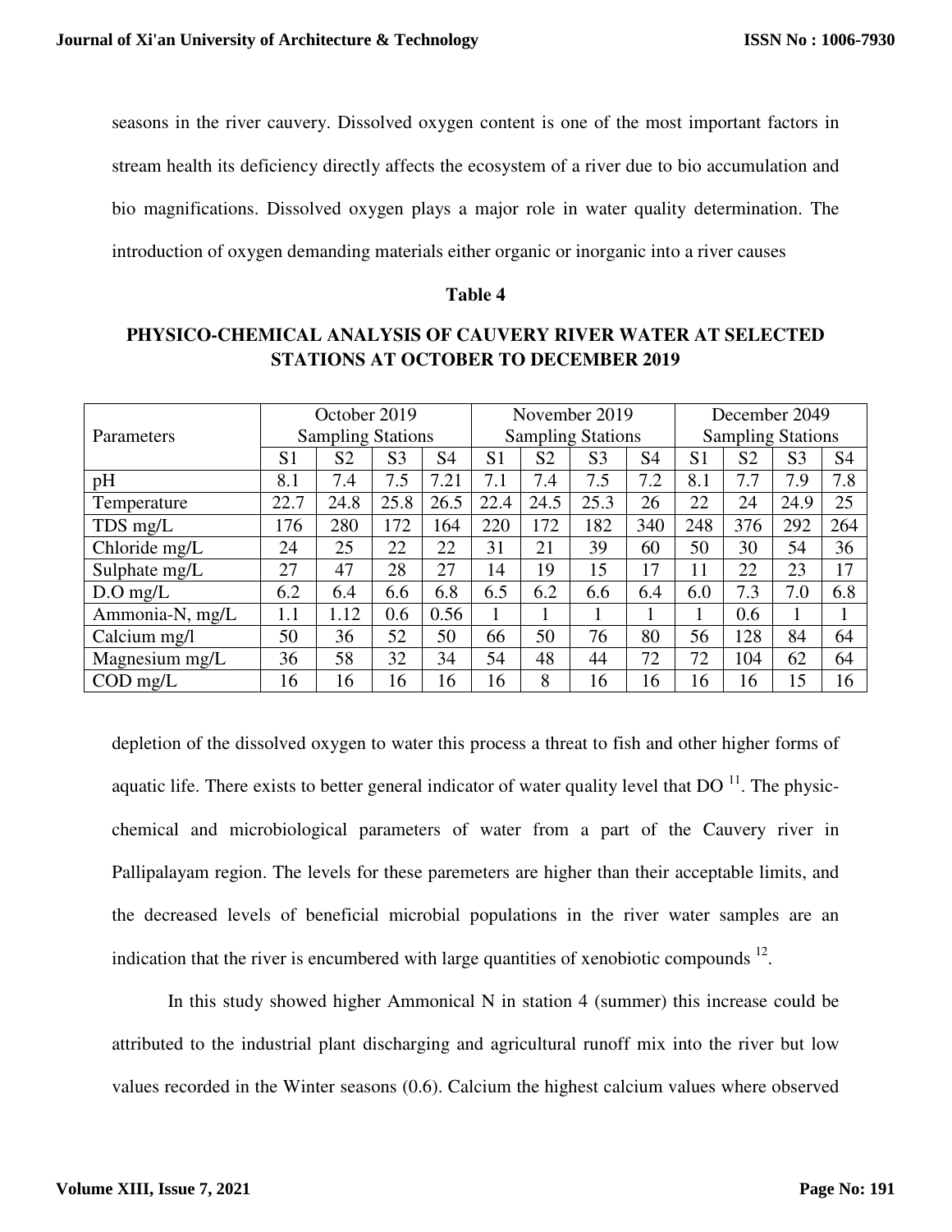seasons in the river cauvery. Dissolved oxygen content is one of the most important factors in stream health its deficiency directly affects the ecosystem of a river due to bio accumulation and bio magnifications. Dissolved oxygen plays a major role in water quality determination. The introduction of oxygen demanding materials either organic or inorganic into a river causes

**Table 4**

**PHYSICO-CHEMICAL ANALYSIS OF CAUVERY RIVER WATER AT SELECTED STATIONS AT OCTOBER TO DECEMBER 2019**

| Parameters | October 2019 Sampling Stations | | | | November 2019 Sampling Stations | | | | December 2049 Sampling Stations | | | |
|---|---|---|---|---|---|---|---|---|---|---|---|---|
| | S1 | S2 | S3 | S4 | S1 | S2 | S3 | S4 | S1 | S2 | S3 | S4 |
| pH | 8.1 | 7.4 | 7.5 | 7.21 | 7.1 | 7.4 | 7.5 | 7.2 | 8.1 | 7.7 | 7.9 | 7.8 |
| Temperature | 22.7 | 24.8 | 25.8 | 26.5 | 22.4 | 24.5 | 25.3 | 26 | 22 | 24 | 24.9 | 25 |
| TDS mg/L | 176 | 280 | 172 | 164 | 220 | 172 | 182 | 340 | 248 | 376 | 292 | 264 |
| Chloride mg/L | 24 | 25 | 22 | 22 | 31 | 21 | 39 | 60 | 50 | 30 | 54 | 36 |
| Sulphate mg/L | 27 | 47 | 28 | 27 | 14 | 19 | 15 | 17 | 11 | 22 | 23 | 17 |
| D.O mg/L | 6.2 | 6.4 | 6.6 | 6.8 | 6.5 | 6.2 | 6.6 | 6.4 | 6.0 | 7.3 | 7.0 | 6.8 |
| Ammonia-N, mg/L | 1.1 | 1.12 | 0.6 | 0.56 | 1 | 1 | 1 | 1 | 1 | 0.6 | 1 | 1 |
| Calcium mg/l | 50 | 36 | 52 | 50 | 66 | 50 | 76 | 80 | 56 | 128 | 84 | 64 |
| Magnesium mg/L | 36 | 58 | 32 | 34 | 54 | 48 | 44 | 72 | 72 | 104 | 62 | 64 |
| COD mg/L | 16 | 16 | 16 | 16 | 16 | 8 | 16 | 16 | 16 | 16 | 15 | 16 |

depletion of the dissolved oxygen to water this process a threat to fish and other higher forms of aquatic life. There exists to better general indicator of water quality level that DO [11]. The physic-chemical and microbiological parameters of water from a part of the Cauvery river in Pallipalayam region. The levels for these paremeters are higher than their acceptable limits, and the decreased levels of beneficial microbial populations in the river water samples are an indication that the river is encumbered with large quantities of xenobiotic compounds [12].

In this study showed higher Ammonical N in station 4 (summer) this increase could be attributed to the industrial plant discharging and agricultural runoff mix into the river but low values recorded in the Winter seasons (0.6). Calcium the highest calcium values where observed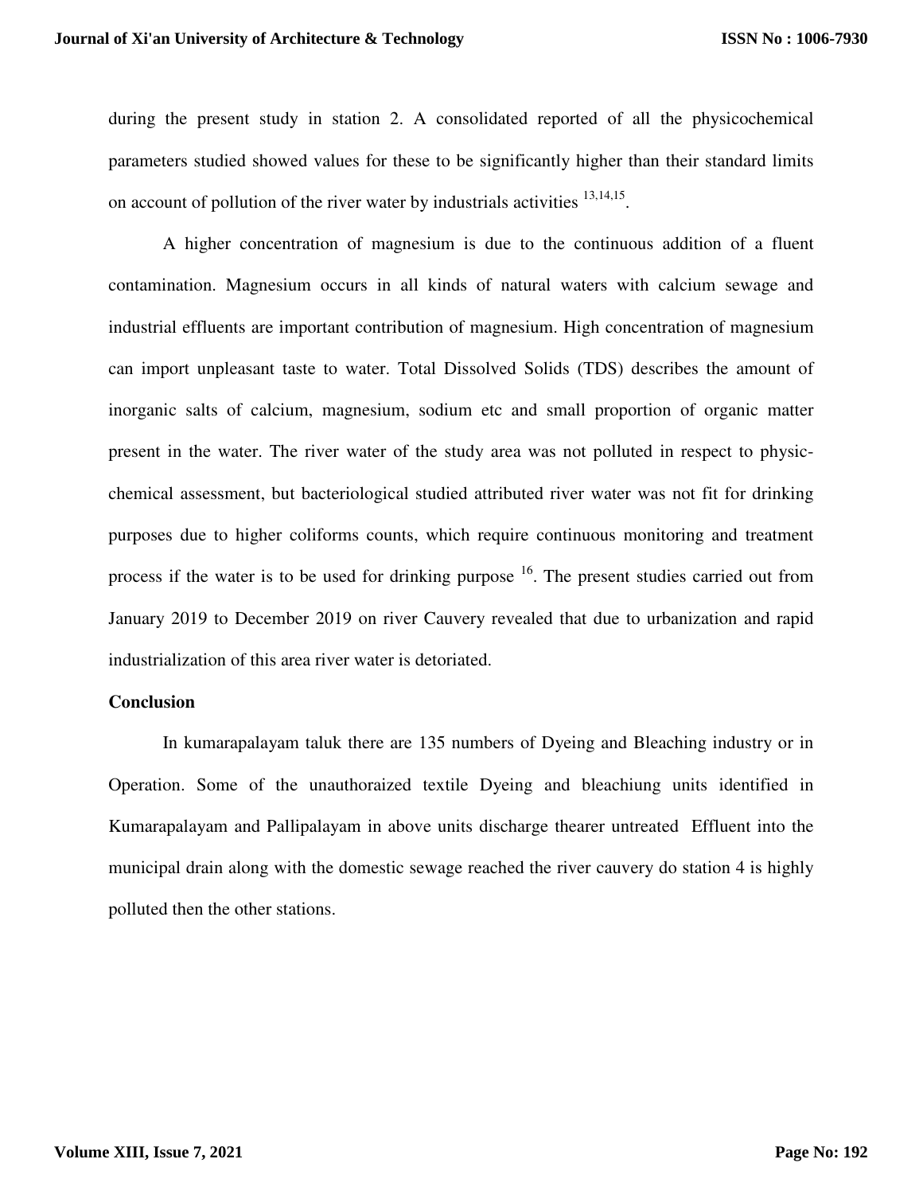during the present study in station 2. A consolidated reported of all the physicochemical parameters studied showed values for these to be significantly higher than their standard limits on account of pollution of the river water by industrials activities [13,14,15].

A higher concentration of magnesium is due to the continuous addition of a fluent contamination. Magnesium occurs in all kinds of natural waters with calcium sewage and industrial effluents are important contribution of magnesium. High concentration of magnesium can import unpleasant taste to water. Total Dissolved Solids (TDS) describes the amount of inorganic salts of calcium, magnesium, sodium etc and small proportion of organic matter present in the water. The river water of the study area was not polluted in respect to physic-chemical assessment, but bacteriological studied attributed river water was not fit for drinking purposes due to higher coliforms counts, which require continuous monitoring and treatment process if the water is to be used for drinking purpose [16]. The present studies carried out from January 2019 to December 2019 on river Cauvery revealed that due to urbanization and rapid industrialization of this area river water is detoriated.

## Conclusion

In kumarapalayam taluk there are 135 numbers of Dyeing and Bleaching industry or in Operation. Some of the unauthoraized textile Dyeing and bleachiung units identified in Kumarapalayam and Pallipalayam in above units discharge thearer untreated Effluent into the municipal drain along with the domestic sewage reached the river cauvery do station 4 is highly polluted then the other stations.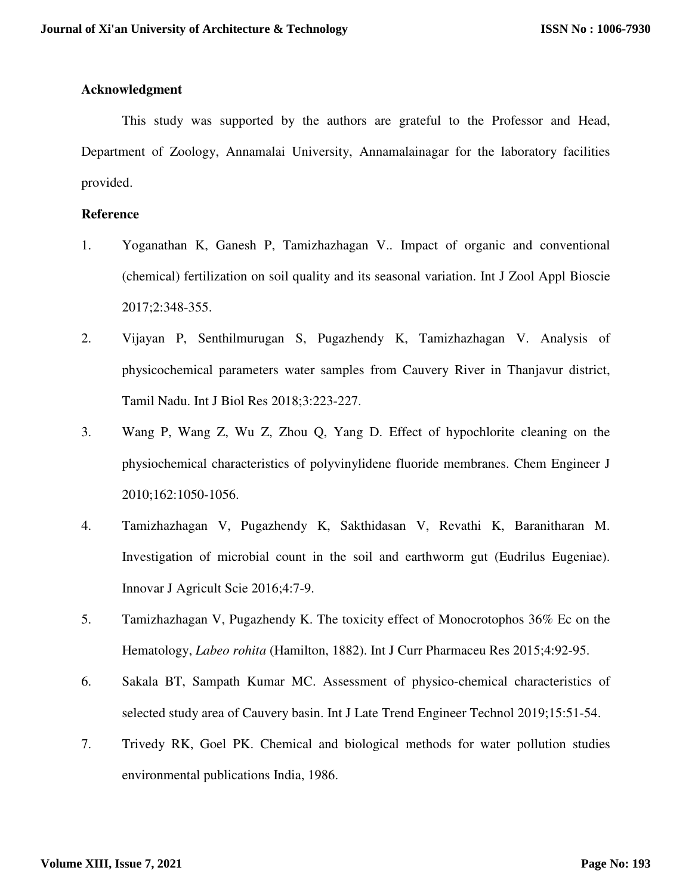## Acknowledgment

This study was supported by the authors are grateful to the Professor and Head, Department of Zoology, Annamalai University, Annamalainagar for the laboratory facilities provided.

## Reference

1. Yoganathan K, Ganesh P, Tamizhazhagan V.. Impact of organic and conventional (chemical) fertilization on soil quality and its seasonal variation. Int J Zool Appl Bioscie 2017;2:348-355.
2. Vijayan P, Senthilmurugan S, Pugazhendy K, Tamizhazhagan V. Analysis of physicochemical parameters water samples from Cauvery River in Thanjavur district, Tamil Nadu. Int J Biol Res 2018;3:223-227.
3. Wang P, Wang Z, Wu Z, Zhou Q, Yang D. Effect of hypochlorite cleaning on the physiochemical characteristics of polyvinylidene fluoride membranes. Chem Engineer J 2010;162:1050-1056.
4. Tamizhazhagan V, Pugazhendy K, Sakthidasan V, Revathi K, Baranitharan M. Investigation of microbial count in the soil and earthworm gut (Eudrilus Eugeniae). Innovar J Agricult Scie 2016;4:7-9.
5. Tamizhazhagan V, Pugazhendy K. The toxicity effect of Monocrotophos 36% Ec on the Hematology, *Labeo rohita* (Hamilton, 1882). Int J Curr Pharmaceu Res 2015;4:92-95.
6. Sakala BT, Sampath Kumar MC. Assessment of physico-chemical characteristics of selected study area of Cauvery basin. Int J Late Trend Engineer Technol 2019;15:51-54.
7. Trivedy RK, Goel PK. Chemical and biological methods for water pollution studies environmental publications India, 1986.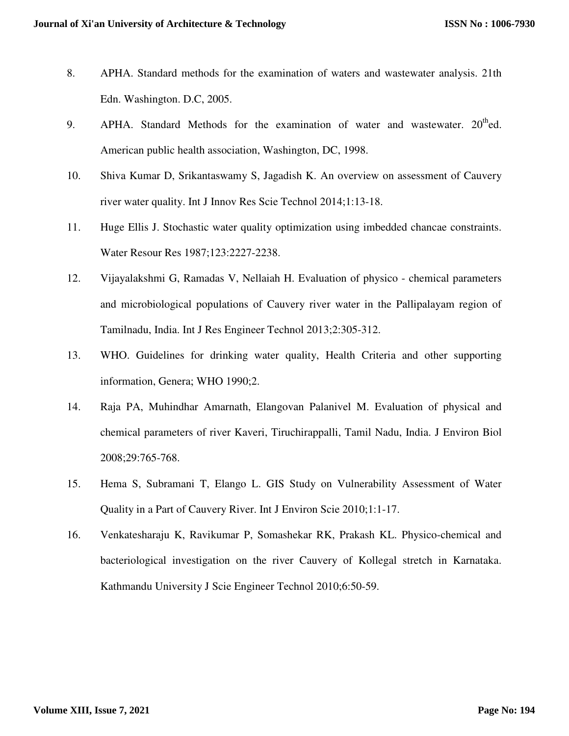8. APHA. Standard methods for the examination of waters and wastewater analysis. 21th Edn. Washington. D.C, 2005.
9. APHA. Standard Methods for the examination of water and wastewater. $20^{th}$ed. American public health association, Washington, DC, 1998.
10. Shiva Kumar D, Srikantaswamy S, Jagadish K. An overview on assessment of Cauvery river water quality. Int J Innov Res Scie Technol 2014;1:13-18.
11. Huge Ellis J. Stochastic water quality optimization using imbedded chancae constraints. Water Resour Res 1987;123:2227-2238.
12. Vijayalakshmi G, Ramadas V, Nellaiah H. Evaluation of physico - chemical parameters and microbiological populations of Cauvery river water in the Pallipalayam region of Tamilnadu, India. Int J Res Engineer Technol 2013;2:305-312.
13. WHO. Guidelines for drinking water quality, Health Criteria and other supporting information, Genera; WHO 1990;2.
14. Raja PA, Muhindhar Amarnath, Elangovan Palanivel M. Evaluation of physical and chemical parameters of river Kaveri, Tiruchirappalli, Tamil Nadu, India. J Environ Biol 2008;29:765-768.
15. Hema S, Subramani T, Elango L. GIS Study on Vulnerability Assessment of Water Quality in a Part of Cauvery River. Int J Environ Scie 2010;1:1-17.
16. Venkatesharaju K, Ravikumar P, Somashekar RK, Prakash KL. Physico-chemical and bacteriological investigation on the river Cauvery of Kollegal stretch in Karnataka. Kathmandu University J Scie Engineer Technol 2010;6:50-59.